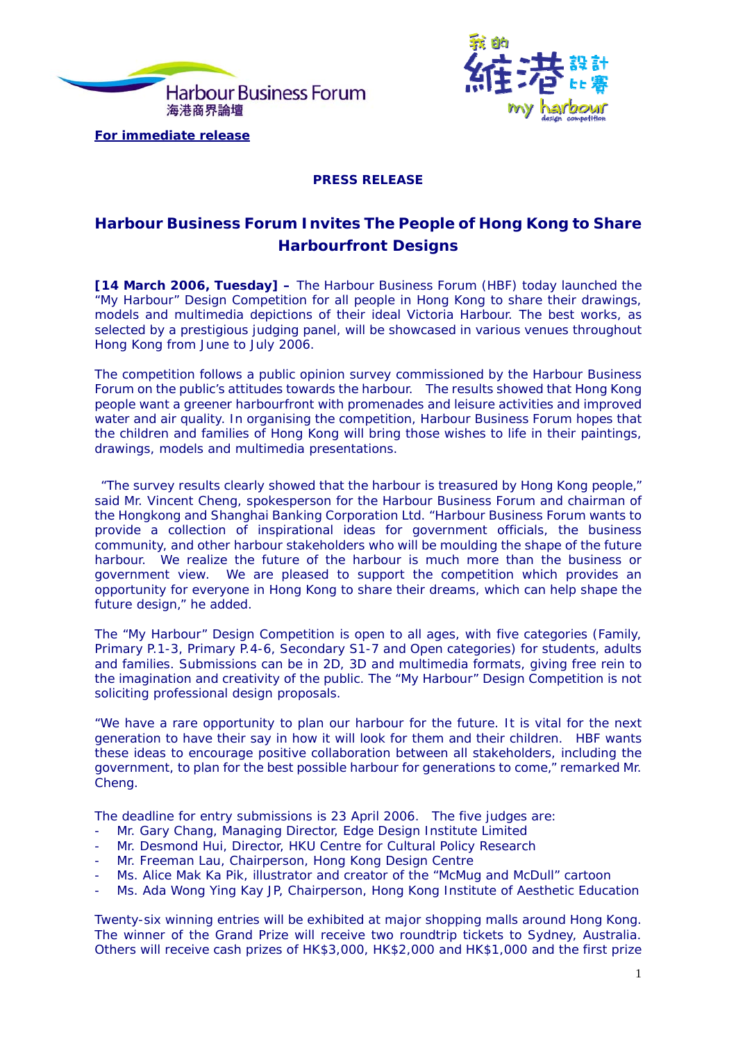Harbour Business Forum
海港商界論壇

我的維港設計比賽
my harbour design competition

**For immediate release**

**PRESS RELEASE**

## Harbour Business Forum Invites The People of Hong Kong to Share Harbourfront Designs

**[14 March 2006, Tuesday] –** The Harbour Business Forum (HBF) today launched the "My Harbour" Design Competition for all people in Hong Kong to share their drawings, models and multimedia depictions of their ideal Victoria Harbour. The best works, as selected by a prestigious judging panel, will be showcased in various venues throughout Hong Kong from June to July 2006.

The competition follows a public opinion survey commissioned by the Harbour Business Forum on the public's attitudes towards the harbour. The results showed that Hong Kong people want a greener harbourfront with promenades and leisure activities and improved water and air quality. In organising the competition, Harbour Business Forum hopes that the children and families of Hong Kong will bring those wishes to life in their paintings, drawings, models and multimedia presentations.

"The survey results clearly showed that the harbour is treasured by Hong Kong people," said Mr. Vincent Cheng, spokesperson for the Harbour Business Forum and chairman of the Hongkong and Shanghai Banking Corporation Ltd. "Harbour Business Forum wants to provide a collection of inspirational ideas for government officials, the business community, and other harbour stakeholders who will be moulding the shape of the future harbour. We realize the future of the harbour is much more than the business or government view. We are pleased to support the competition which provides an opportunity for everyone in Hong Kong to share their dreams, which can help shape the future design," he added.

The "My Harbour" Design Competition is open to all ages, with five categories (Family, Primary P.1-3, Primary P.4-6, Secondary S1-7 and Open categories) for students, adults and families. Submissions can be in 2D, 3D and multimedia formats, giving free rein to the imagination and creativity of the public. The "My Harbour" Design Competition is not soliciting professional design proposals.

"We have a rare opportunity to plan our harbour for the future. It is vital for the next generation to have their say in how it will look for them and their children. HBF wants these ideas to encourage positive collaboration between all stakeholders, including the government, to plan for the best possible harbour for generations to come," remarked Mr. Cheng.

The deadline for entry submissions is 23 April 2006. The five judges are:

- Mr. Gary Chang, Managing Director, Edge Design Institute Limited
- Mr. Desmond Hui, Director, HKU Centre for Cultural Policy Research
- Mr. Freeman Lau, Chairperson, Hong Kong Design Centre
- Ms. Alice Mak Ka Pik, illustrator and creator of the "McMug and McDull" cartoon
- Ms. Ada Wong Ying Kay JP, Chairperson, Hong Kong Institute of Aesthetic Education

Twenty-six winning entries will be exhibited at major shopping malls around Hong Kong. The winner of the Grand Prize will receive two roundtrip tickets to Sydney, Australia. Others will receive cash prizes of HK$3,000, HK$2,000 and HK$1,000 and the first prize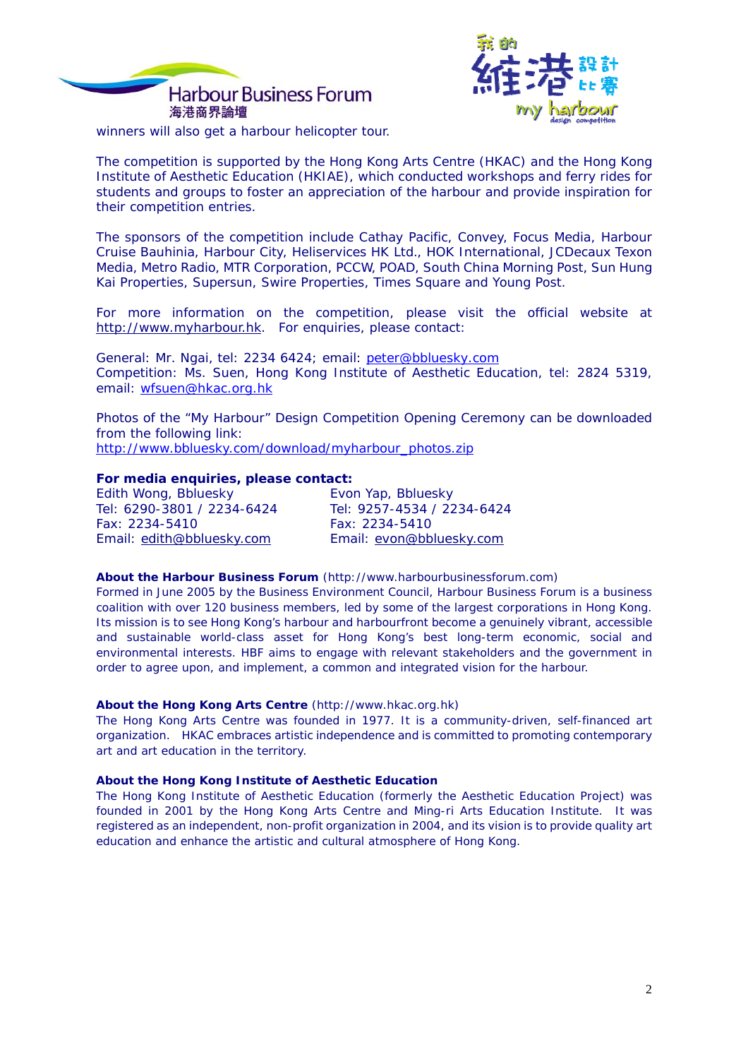winners will also get a harbour helicopter tour.

The competition is supported by the Hong Kong Arts Centre (HKAC) and the Hong Kong Institute of Aesthetic Education (HKIAE), which conducted workshops and ferry rides for students and groups to foster an appreciation of the harbour and provide inspiration for their competition entries.

The sponsors of the competition include Cathay Pacific, Convey, Focus Media, Harbour Cruise Bauhinia, Harbour City, Heliservices HK Ltd., HOK International, JCDecaux Texon Media, Metro Radio, MTR Corporation, PCCW, POAD, South China Morning Post, Sun Hung Kai Properties, Supersun, Swire Properties, Times Square and Young Post.

For more information on the competition, please visit the official website at http://www.myharbour.hk. For enquiries, please contact:

General: Mr. Ngai, tel: 2234 6424; email: peter@bbluesky.com
Competition: Ms. Suen, Hong Kong Institute of Aesthetic Education, tel: 2824 5319, email: wfsuen@hkac.org.hk

Photos of the "My Harbour" Design Competition Opening Ceremony can be downloaded from the following link:
http://www.bbluesky.com/download/myharbour_photos.zip

**For media enquiries, please contact:**

Edith Wong, Bbluesky
Tel: 6290-3801 / 2234-6424
Fax: 2234-5410
Email: edith@bbluesky.com

Evon Yap, Bbluesky
Tel: 9257-4534 / 2234-6424
Fax: 2234-5410
Email: evon@bbluesky.com

**About the Harbour Business Forum** (http://www.harbourbusinessforum.com)
Formed in June 2005 by the Business Environment Council, Harbour Business Forum is a business coalition with over 120 business members, led by some of the largest corporations in Hong Kong. Its mission is to see Hong Kong's harbour and harbourfront become a genuinely vibrant, accessible and sustainable world-class asset for Hong Kong's best long-term economic, social and environmental interests. HBF aims to engage with relevant stakeholders and the government in order to agree upon, and implement, a common and integrated vision for the harbour.

**About the Hong Kong Arts Centre** (http://www.hkac.org.hk)
The Hong Kong Arts Centre was founded in 1977. It is a community-driven, self-financed art organization. HKAC embraces artistic independence and is committed to promoting contemporary art and art education in the territory.

**About the Hong Kong Institute of Aesthetic Education**
The Hong Kong Institute of Aesthetic Education (formerly the Aesthetic Education Project) was founded in 2001 by the Hong Kong Arts Centre and Ming-ri Arts Education Institute. It was registered as an independent, non-profit organization in 2004, and its vision is to provide quality art education and enhance the artistic and cultural atmosphere of Hong Kong.